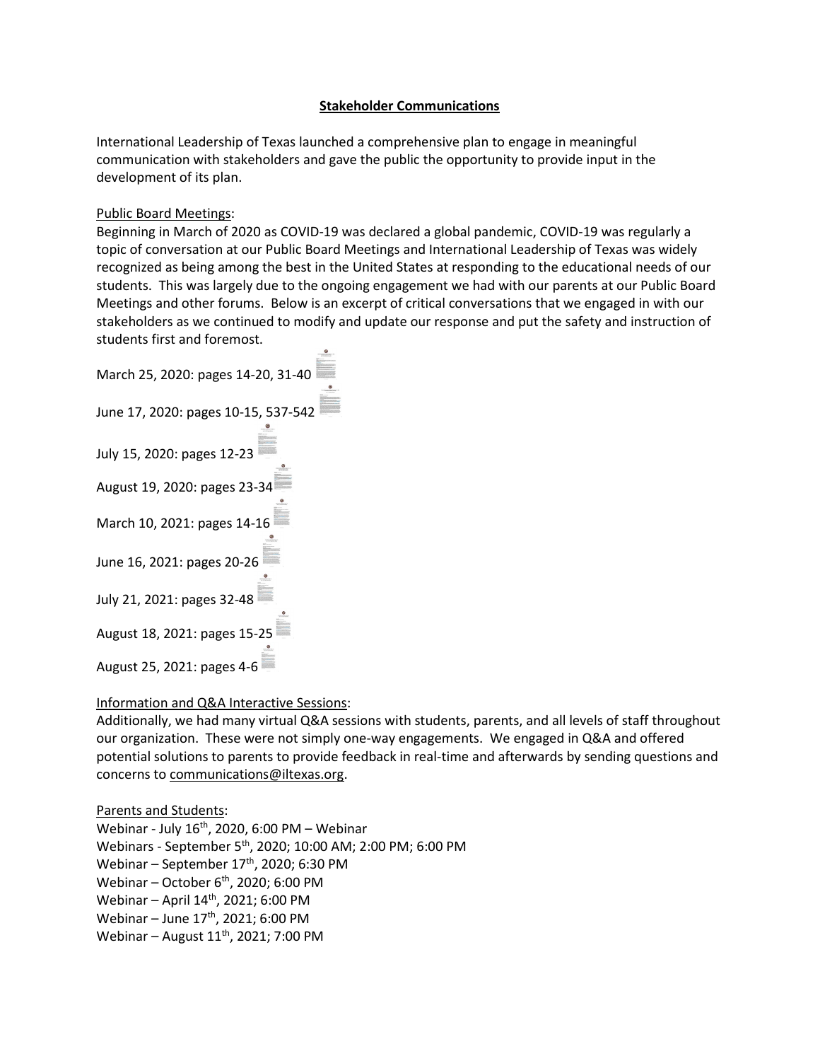# Stakeholder Communications

International Leadership of Texas launched a comprehensive plan to engage in meaningful communication with stakeholders and gave the public the opportunity to provide input in the development of its plan.

Public Board Meetings:

Beginning in March of 2020 as COVID-19 was declared a global pandemic, COVID-19 was regularly a topic of conversation at our Public Board Meetings and International Leadership of Texas was widely recognized as being among the best in the United States at responding to the educational needs of our students. This was largely due to the ongoing engagement we had with our parents at our Public Board Meetings and other forums. Below is an excerpt of critical conversations that we engaged in with our stakeholders as we continued to modify and update our response and put the safety and instruction of students first and foremost.

March 25, 2020: pages 14-20, 31-40

June 17, 2020: pages 10-15, 537-542

July 15, 2020: pages 12-23

August 19, 2020: pages 23-34

March 10, 2021: pages 14-16

June 16, 2021: pages 20-26

July 21, 2021: pages 32-48

August 18, 2021: pages 15-25

August 25, 2021: pages 4-6

Information and Q&A Interactive Sessions:

Additionally, we had many virtual Q&A sessions with students, parents, and all levels of staff throughout our organization. These were not simply one-way engagements. We engaged in Q&A and offered potential solutions to parents to provide feedback in real-time and afterwards by sending questions and concerns to communications@iltexas.org.

Parents and Students:

Webinar - July 16th, 2020, 6:00 PM – Webinar
Webinars - September 5th, 2020; 10:00 AM; 2:00 PM; 6:00 PM
Webinar – September 17th, 2020; 6:30 PM
Webinar – October 6th, 2020; 6:00 PM
Webinar – April 14th, 2021; 6:00 PM
Webinar – June 17th, 2021; 6:00 PM
Webinar – August 11th, 2021; 7:00 PM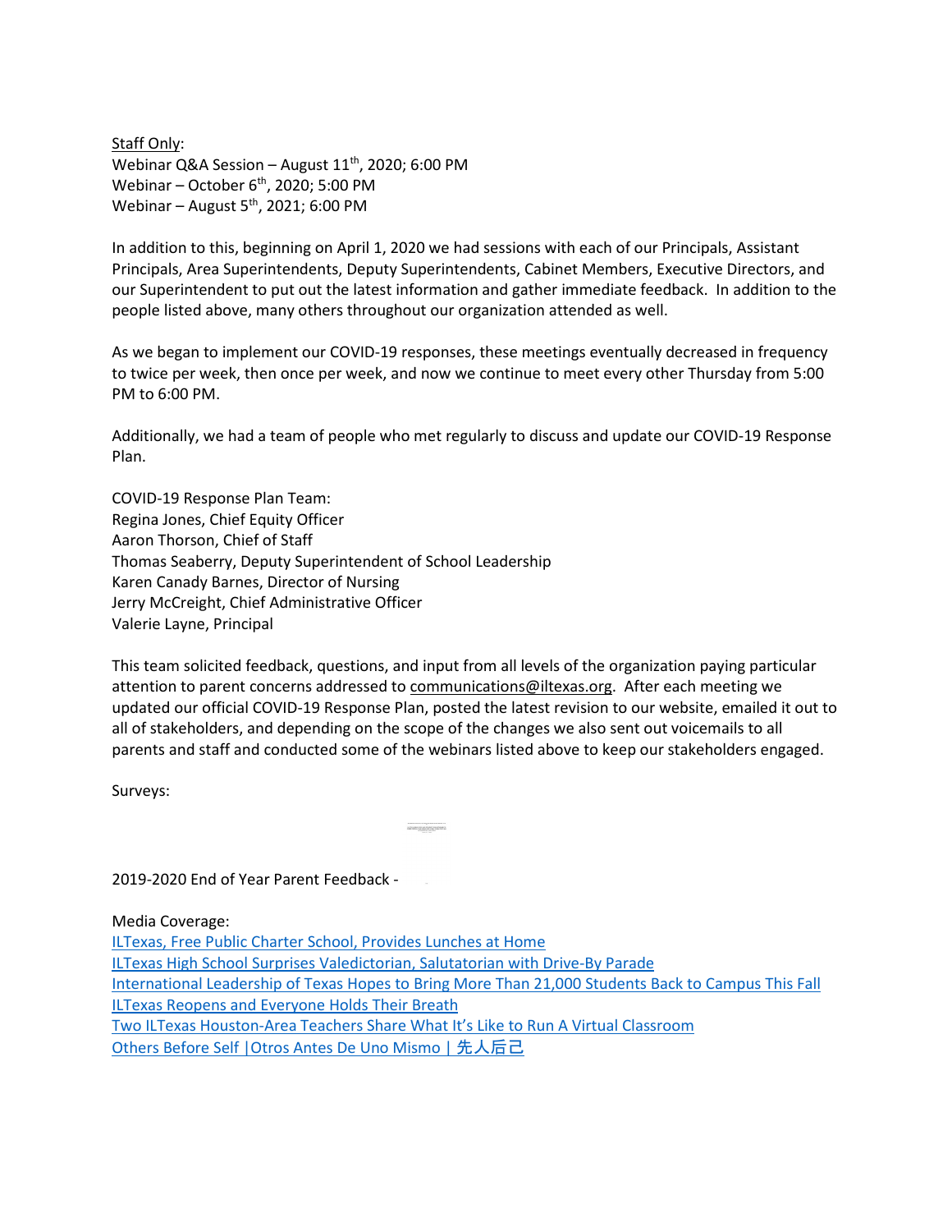Staff Only:
Webinar Q&A Session – August 11th, 2020; 6:00 PM
Webinar – October 6th, 2020; 5:00 PM
Webinar – August 5th, 2021; 6:00 PM

In addition to this, beginning on April 1, 2020 we had sessions with each of our Principals, Assistant Principals, Area Superintendents, Deputy Superintendents, Cabinet Members, Executive Directors, and our Superintendent to put out the latest information and gather immediate feedback. In addition to the people listed above, many others throughout our organization attended as well.

As we began to implement our COVID-19 responses, these meetings eventually decreased in frequency to twice per week, then once per week, and now we continue to meet every other Thursday from 5:00 PM to 6:00 PM.

Additionally, we had a team of people who met regularly to discuss and update our COVID-19 Response Plan.

COVID-19 Response Plan Team:
Regina Jones, Chief Equity Officer
Aaron Thorson, Chief of Staff
Thomas Seaberry, Deputy Superintendent of School Leadership
Karen Canady Barnes, Director of Nursing
Jerry McCreight, Chief Administrative Officer
Valerie Layne, Principal

This team solicited feedback, questions, and input from all levels of the organization paying particular attention to parent concerns addressed to communications@iltexas.org. After each meeting we updated our official COVID-19 Response Plan, posted the latest revision to our website, emailed it out to all of stakeholders, and depending on the scope of the changes we also sent out voicemails to all parents and staff and conducted some of the webinars listed above to keep our stakeholders engaged.

Surveys:

2019-2020 End of Year Parent Feedback -

Media Coverage:
[ILTexas, Free Public Charter School, Provides Lunches at Home]
[ILTexas High School Surprises Valedictorian, Salutatorian with Drive-By Parade]
[International Leadership of Texas Hopes to Bring More Than 21,000 Students Back to Campus This Fall]
[ILTexas Reopens and Everyone Holds Their Breath]
[Two ILTexas Houston-Area Teachers Share What It's Like to Run A Virtual Classroom]
[Others Before Self |Otros Antes De Uno Mismo | 先人后己]